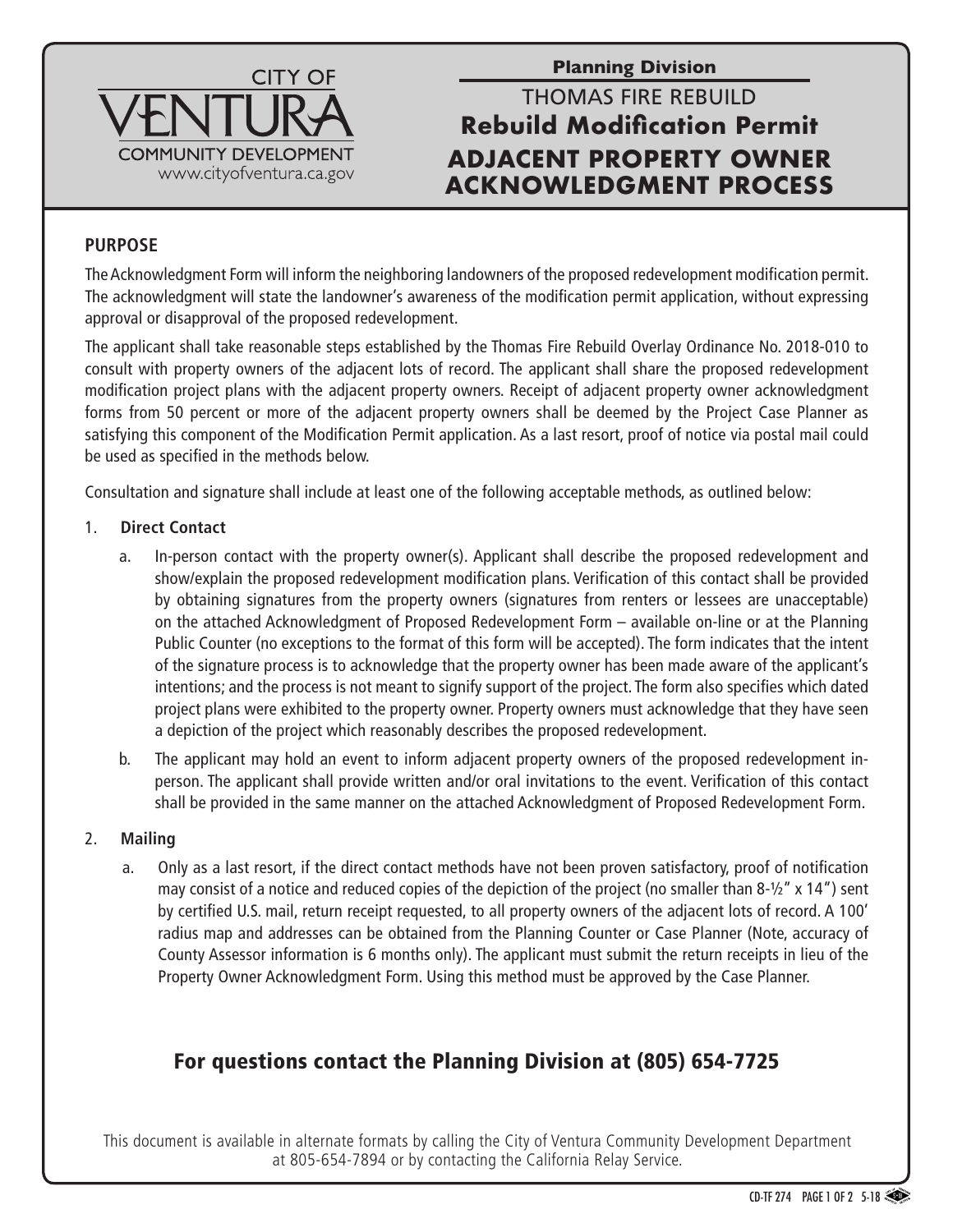CITY OF
# VENTURA
COMMUNITY DEVELOPMENT
www.cityofventura.ca.gov

**Planning Division**

THOMAS FIRE REBUILD

## Rebuild Modification Permit

# ADJACENT PROPERTY OWNER ACKNOWLEDGMENT PROCESS

### PURPOSE

The Acknowledgment Form will inform the neighboring landowners of the proposed redevelopment modification permit. The acknowledgment will state the landowner's awareness of the modification permit application, without expressing approval or disapproval of the proposed redevelopment.

The applicant shall take reasonable steps established by the Thomas Fire Rebuild Overlay Ordinance No. 2018-010 to consult with property owners of the adjacent lots of record. The applicant shall share the proposed redevelopment modification project plans with the adjacent property owners. Receipt of adjacent property owner acknowledgment forms from 50 percent or more of the adjacent property owners shall be deemed by the Project Case Planner as satisfying this component of the Modification Permit application. As a last resort, proof of notice via postal mail could be used as specified in the methods below.

Consultation and signature shall include at least one of the following acceptable methods, as outlined below:

1. **Direct Contact**
   a. In-person contact with the property owner(s). Applicant shall describe the proposed redevelopment and show/explain the proposed redevelopment modification plans. Verification of this contact shall be provided by obtaining signatures from the property owners (signatures from renters or lessees are unacceptable) on the attached Acknowledgment of Proposed Redevelopment Form – available on-line or at the Planning Public Counter (no exceptions to the format of this form will be accepted). The form indicates that the intent of the signature process is to acknowledge that the property owner has been made aware of the applicant's intentions; and the process is not meant to signify support of the project. The form also specifies which dated project plans were exhibited to the property owner. Property owners must acknowledge that they have seen a depiction of the project which reasonably describes the proposed redevelopment.

   b. The applicant may hold an event to inform adjacent property owners of the proposed redevelopment in-person. The applicant shall provide written and/or oral invitations to the event. Verification of this contact shall be provided in the same manner on the attached Acknowledgment of Proposed Redevelopment Form.

2. **Mailing**
   a. Only as a last resort, if the direct contact methods have not been proven satisfactory, proof of notification may consist of a notice and reduced copies of the depiction of the project (no smaller than 8-½" x 14") sent by certified U.S. mail, return receipt requested, to all property owners of the adjacent lots of record. A 100' radius map and addresses can be obtained from the Planning Counter or Case Planner (Note, accuracy of County Assessor information is 6 months only). The applicant must submit the return receipts in lieu of the Property Owner Acknowledgment Form. Using this method must be approved by the Case Planner.

## For questions contact the Planning Division at (805) 654-7725

This document is available in alternate formats by calling the City of Ventura Community Development Department at 805-654-7894 or by contacting the California Relay Service.

CD-TF 274 5-18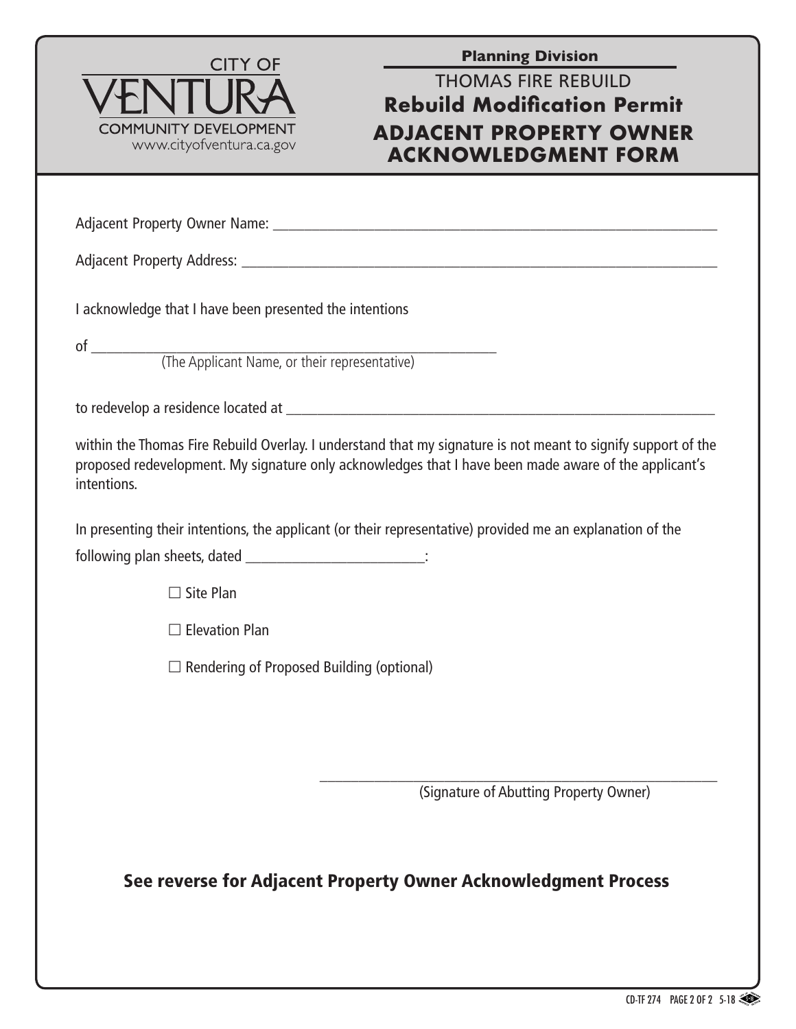CITY OF
VENTURA
COMMUNITY DEVELOPMENT
www.cityofventura.ca.gov

**Planning Division**

THOMAS FIRE REBUILD

# Rebuild Modification Permit

# ADJACENT PROPERTY OWNER ACKNOWLEDGMENT FORM

Adjacent Property Owner Name: ______________________________________________

Adjacent Property Address: ______________________________________________

I acknowledge that I have been presented the intentions

of ______________________________________________
(The Applicant Name, or their representative)

to redevelop a residence located at ______________________________________________

within the Thomas Fire Rebuild Overlay. I understand that my signature is not meant to signify support of the proposed redevelopment. My signature only acknowledges that I have been made aware of the applicant's intentions.

In presenting their intentions, the applicant (or their representative) provided me an explanation of the following plan sheets, dated ____________________:

- ☐ Site Plan
- ☐ Elevation Plan
- ☐ Rendering of Proposed Building (optional)

______________________________________________
(Signature of Abutting Property Owner)

**See reverse for Adjacent Property Owner Acknowledgment Process**

CD-TF 274